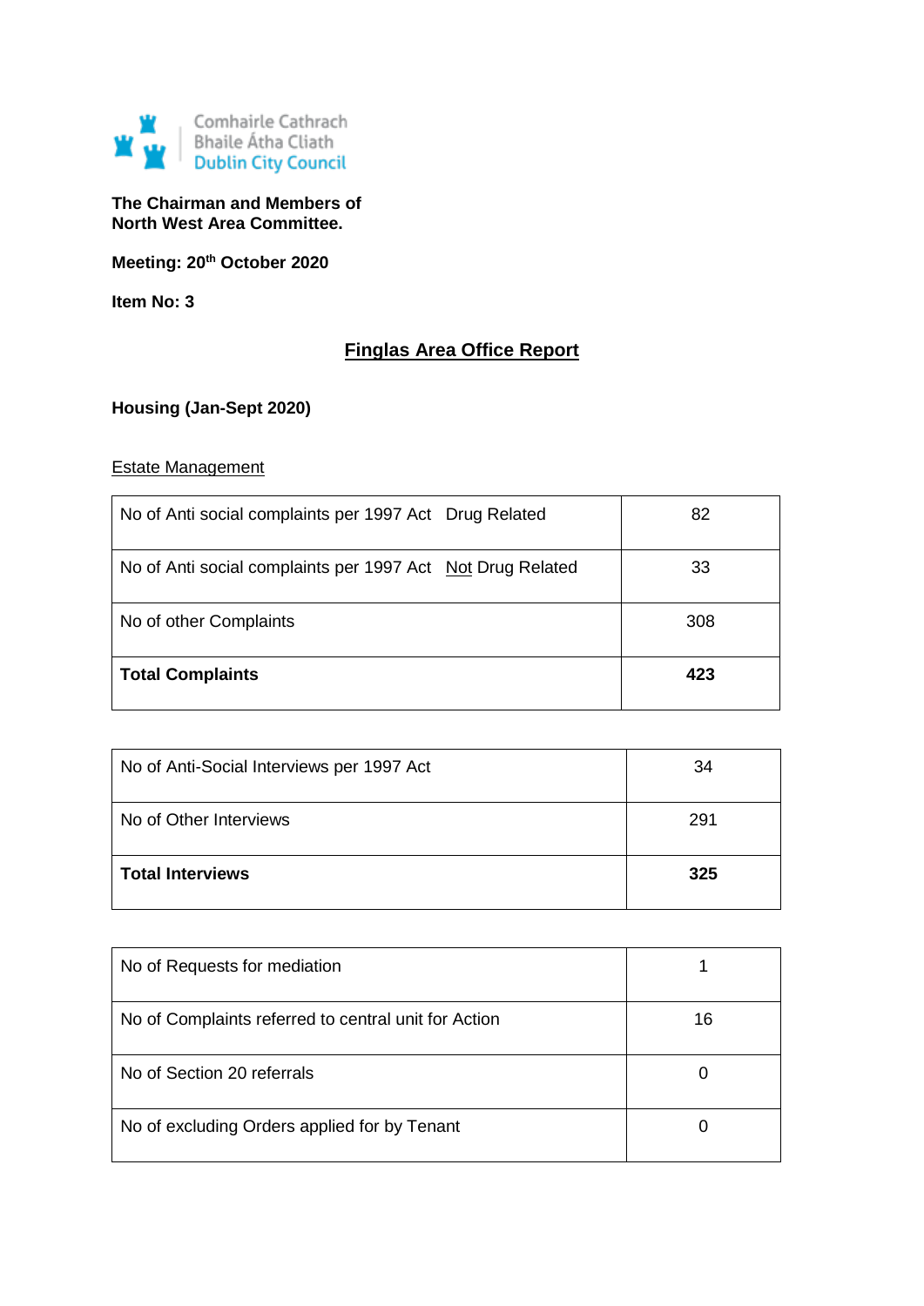Comhairle Cathrach
Bhaile Átha Cliath
Dublin City Council

**The Chairman and Members of**
**North West Area Committee.**

**Meeting: 20th October 2020**

**Item No: 3**

# Finglas Area Office Report

**Housing (Jan-Sept 2020)**

## Estate Management

| | |
|---|---|
| No of Anti social complaints per 1997 Act Drug Related | 82 |
| No of Anti social complaints per 1997 Act Not Drug Related | 33 |
| No of other Complaints | 308 |
| **Total Complaints** | **423** |

| | |
|---|---|
| No of Anti-Social Interviews per 1997 Act | 34 |
| No of Other Interviews | 291 |
| **Total Interviews** | **325** |

| | |
|---|---|
| No of Requests for mediation | 1 |
| No of Complaints referred to central unit for Action | 16 |
| No of Section 20 referrals | 0 |
| No of excluding Orders applied for by Tenant | 0 |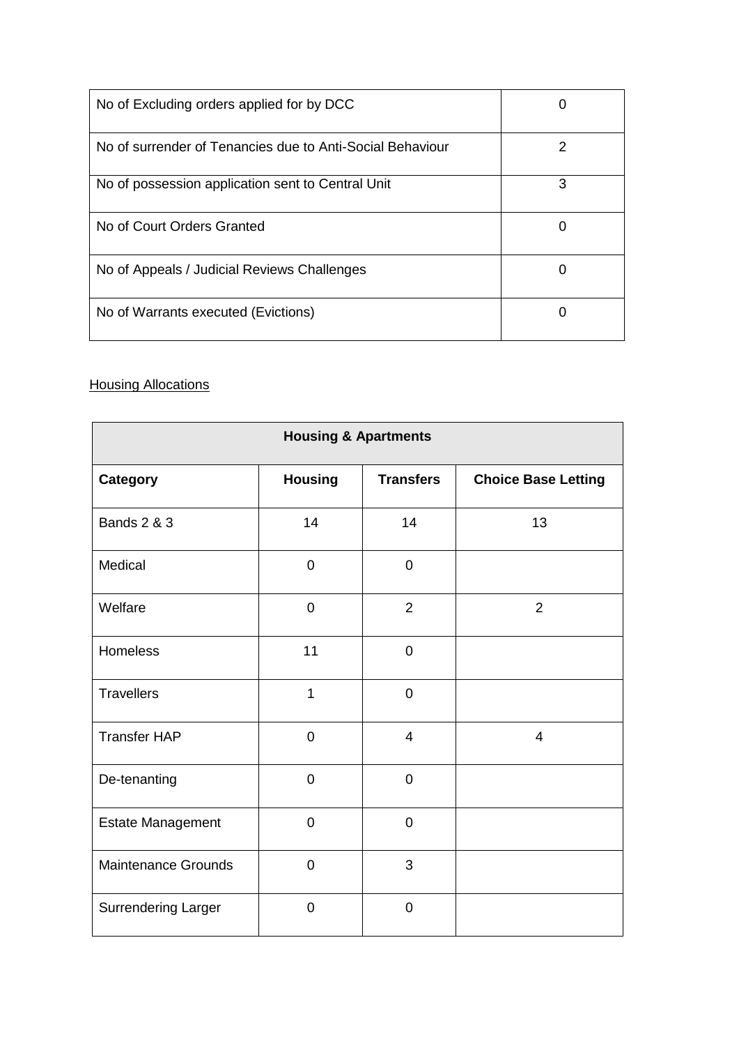| | |
|---|---|
| No of Excluding orders applied for by DCC | 0 |
| No of surrender of Tenancies due to Anti-Social Behaviour | 2 |
| No of possession application sent to Central Unit | 3 |
| No of Court Orders Granted | 0 |
| No of Appeals / Judicial Reviews Challenges | 0 |
| No of Warrants executed (Evictions) | 0 |

<u>Housing Allocations</u>

| **Housing & Apartments** | | | |
|---|---|---|---|
| **Category** | **Housing** | **Transfers** | **Choice Base Letting** |
| Bands 2 & 3 | 14 | 14 | 13 |
| Medical | 0 | 0 | |
| Welfare | 0 | 2 | 2 |
| Homeless | 11 | 0 | |
| Travellers | 1 | 0 | |
| Transfer HAP | 0 | 4 | 4 |
| De-tenanting | 0 | 0 | |
| Estate Management | 0 | 0 | |
| Maintenance Grounds | 0 | 3 | |
| Surrendering Larger | 0 | 0 | |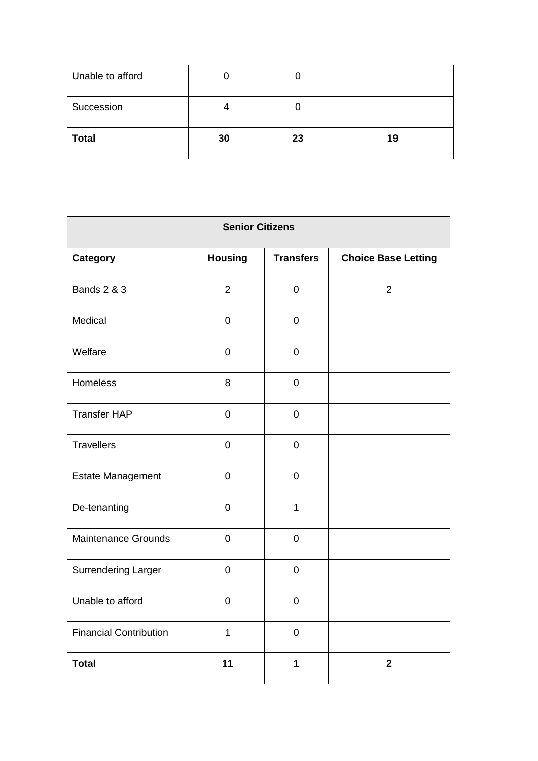| | | | |
|---|---|---|---|
| Unable to afford | 0 | 0 | |
| Succession | 4 | 0 | |
| **Total** | **30** | **23** | **19** |

| **Senior Citizens** | | | |
|---|---|---|---|
| **Category** | **Housing** | **Transfers** | **Choice Base Letting** |
| Bands 2 & 3 | 2 | 0 | 2 |
| Medical | 0 | 0 | |
| Welfare | 0 | 0 | |
| Homeless | 8 | 0 | |
| Transfer HAP | 0 | 0 | |
| Travellers | 0 | 0 | |
| Estate Management | 0 | 0 | |
| De-tenanting | 0 | 1 | |
| Maintenance Grounds | 0 | 0 | |
| Surrendering Larger | 0 | 0 | |
| Unable to afford | 0 | 0 | |
| Financial Contribution | 1 | 0 | |
| **Total** | **11** | **1** | **2** |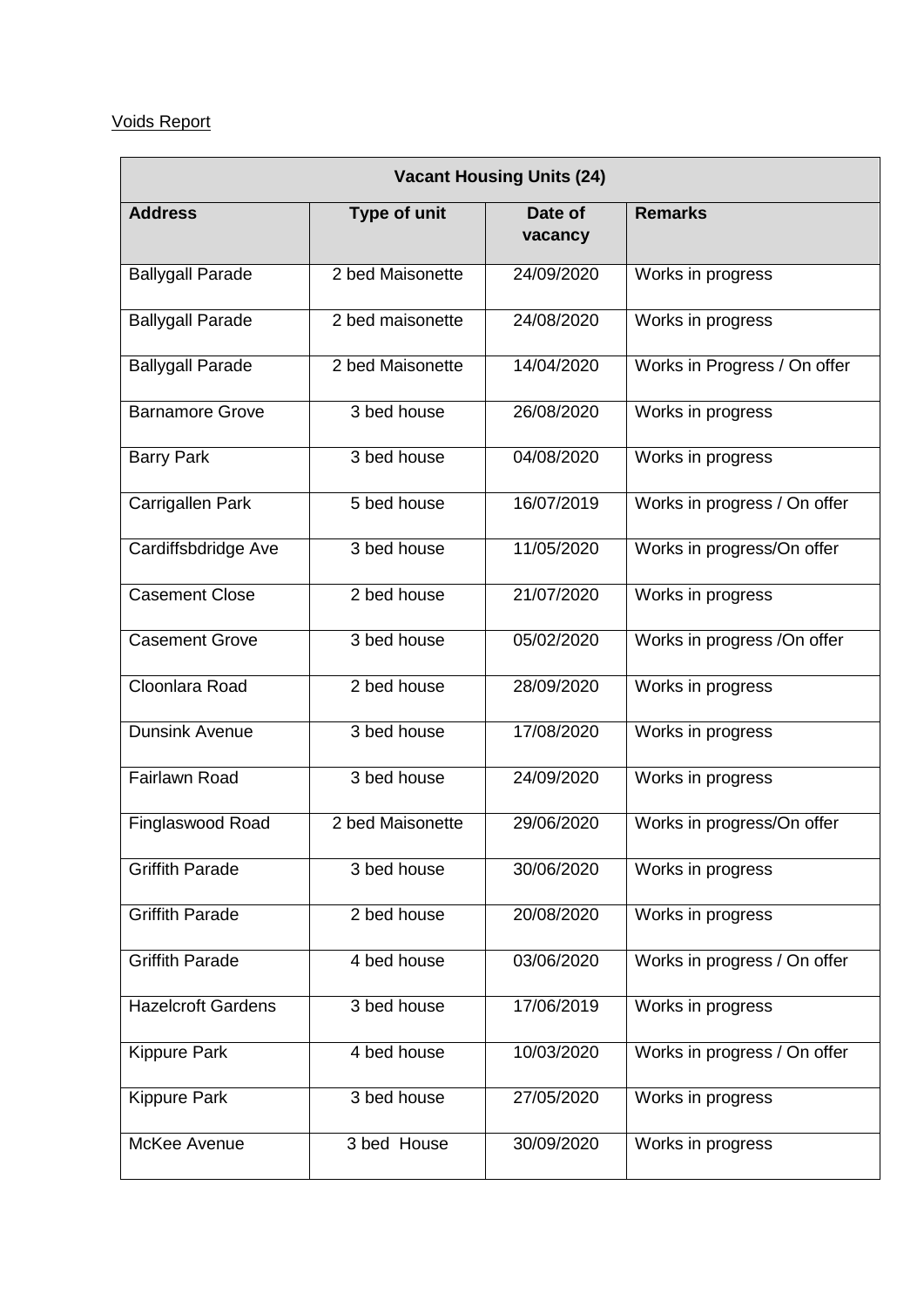Voids Report

| Vacant Housing Units (24) | | | |
|---|---|---|---|
| **Address** | **Type of unit** | **Date of vacancy** | **Remarks** |
| Ballygall Parade | 2 bed Maisonette | 24/09/2020 | Works in progress |
| Ballygall Parade | 2 bed maisonette | 24/08/2020 | Works in progress |
| Ballygall Parade | 2 bed Maisonette | 14/04/2020 | Works in Progress / On offer |
| Barnamore Grove | 3 bed house | 26/08/2020 | Works in progress |
| Barry Park | 3 bed house | 04/08/2020 | Works in progress |
| Carrigallen Park | 5 bed house | 16/07/2019 | Works in progress / On offer |
| Cardiffsbdridge Ave | 3 bed house | 11/05/2020 | Works in progress/On offer |
| Casement Close | 2 bed house | 21/07/2020 | Works in progress |
| Casement Grove | 3 bed house | 05/02/2020 | Works in progress /On offer |
| Cloonlara Road | 2 bed house | 28/09/2020 | Works in progress |
| Dunsink Avenue | 3 bed house | 17/08/2020 | Works in progress |
| Fairlawn Road | 3 bed house | 24/09/2020 | Works in progress |
| Finglaswood Road | 2 bed Maisonette | 29/06/2020 | Works in progress/On offer |
| Griffith Parade | 3 bed house | 30/06/2020 | Works in progress |
| Griffith Parade | 2 bed house | 20/08/2020 | Works in progress |
| Griffith Parade | 4 bed house | 03/06/2020 | Works in progress / On offer |
| Hazelcroft Gardens | 3 bed house | 17/06/2019 | Works in progress |
| Kippure Park | 4 bed house | 10/03/2020 | Works in progress / On offer |
| Kippure Park | 3 bed house | 27/05/2020 | Works in progress |
| McKee Avenue | 3 bed House | 30/09/2020 | Works in progress |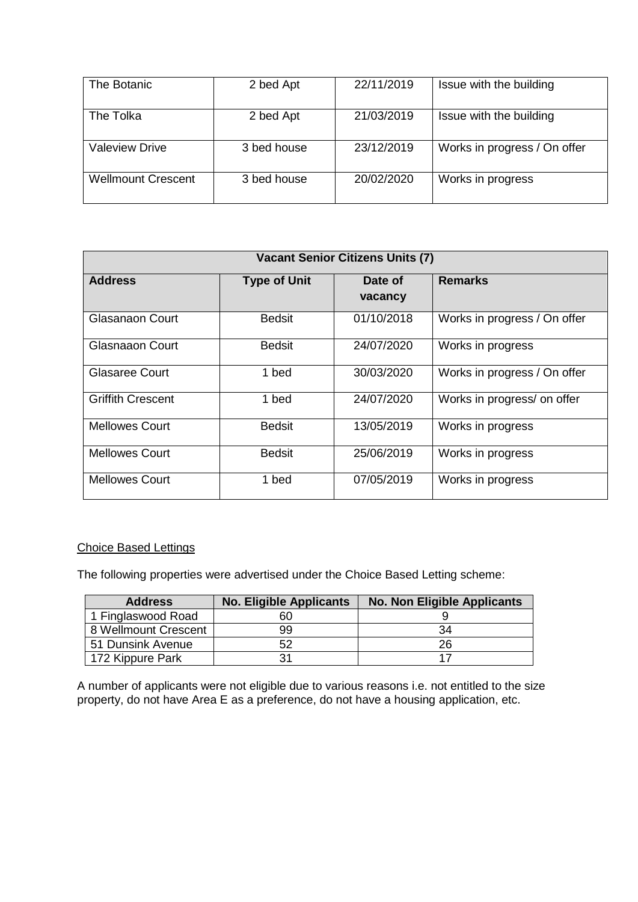| | | | |
|---|---|---|---|
| The Botanic | 2 bed Apt | 22/11/2019 | Issue with the building |
| The Tolka | 2 bed Apt | 21/03/2019 | Issue with the building |
| Valeview Drive | 3 bed house | 23/12/2019 | Works in progress / On offer |
| Wellmount Crescent | 3 bed house | 20/02/2020 | Works in progress |

| **Vacant Senior Citizens Units (7)** | | | |
|---|---|---|---|
| **Address** | **Type of Unit** | **Date of vacancy** | **Remarks** |
| Glasanaon Court | Bedsit | 01/10/2018 | Works in progress / On offer |
| Glasnaaon Court | Bedsit | 24/07/2020 | Works in progress |
| Glasaree Court | 1 bed | 30/03/2020 | Works in progress / On offer |
| Griffith Crescent | 1 bed | 24/07/2020 | Works in progress/ on offer |
| Mellowes Court | Bedsit | 13/05/2019 | Works in progress |
| Mellowes Court | Bedsit | 25/06/2019 | Works in progress |
| Mellowes Court | 1 bed | 07/05/2019 | Works in progress |

Choice Based Lettings

The following properties were advertised under the Choice Based Letting scheme:

| Address | No. Eligible Applicants | No. Non Eligible Applicants |
|---|---|---|
| 1 Finglaswood Road | 60 | 9 |
| 8 Wellmount Crescent | 99 | 34 |
| 51 Dunsink Avenue | 52 | 26 |
| 172 Kippure Park | 31 | 17 |

A number of applicants were not eligible due to various reasons i.e. not entitled to the size property, do not have Area E as a preference, do not have a housing application, etc.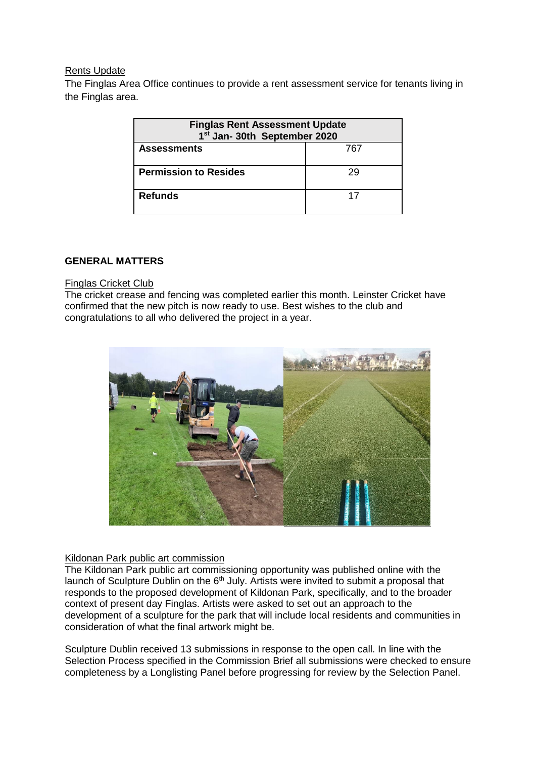Rents Update

The Finglas Area Office continues to provide a rent assessment service for tenants living in the Finglas area.

| Finglas Rent Assessment Update 1st Jan- 30th September 2020 | |
|---|---|
| **Assessments** | 767 |
| **Permission to Resides** | 29 |
| **Refunds** | 17 |

**GENERAL MATTERS**

Finglas Cricket Club

The cricket crease and fencing was completed earlier this month. Leinster Cricket have confirmed that the new pitch is now ready to use. Best wishes to the club and congratulations to all who delivered the project in a year.

Kildonan Park public art commission

The Kildonan Park public art commissioning opportunity was published online with the launch of Sculpture Dublin on the 6th July. Artists were invited to submit a proposal that responds to the proposed development of Kildonan Park, specifically, and to the broader context of present day Finglas. Artists were asked to set out an approach to the development of a sculpture for the park that will include local residents and communities in consideration of what the final artwork might be.

Sculpture Dublin received 13 submissions in response to the open call. In line with the Selection Process specified in the Commission Brief all submissions were checked to ensure completeness by a Longlisting Panel before progressing for review by the Selection Panel.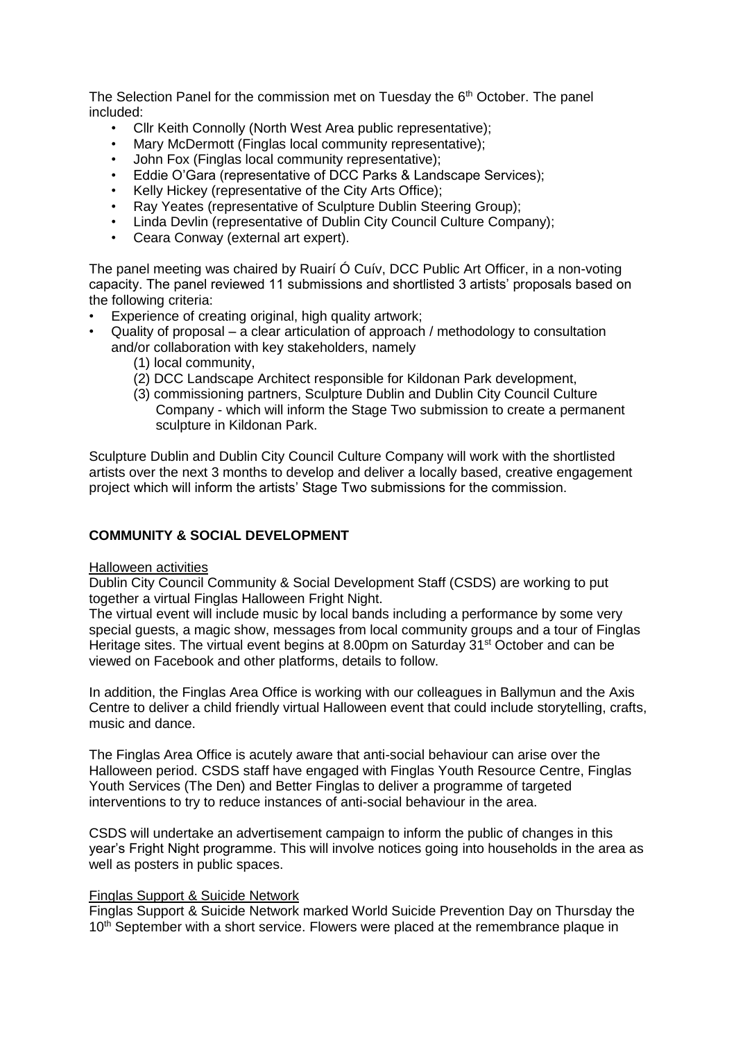The Selection Panel for the commission met on Tuesday the 6th October. The panel included:

- Cllr Keith Connolly (North West Area public representative);
- Mary McDermott (Finglas local community representative);
- John Fox (Finglas local community representative);
- Eddie O'Gara (representative of DCC Parks & Landscape Services);
- Kelly Hickey (representative of the City Arts Office);
- Ray Yeates (representative of Sculpture Dublin Steering Group);
- Linda Devlin (representative of Dublin City Council Culture Company);
- Ceara Conway (external art expert).

The panel meeting was chaired by Ruairí Ó Cuív, DCC Public Art Officer, in a non-voting capacity. The panel reviewed 11 submissions and shortlisted 3 artists' proposals based on the following criteria:

- Experience of creating original, high quality artwork;
- Quality of proposal – a clear articulation of approach / methodology to consultation and/or collaboration with key stakeholders, namely
    - (1) local community,
    - (2) DCC Landscape Architect responsible for Kildonan Park development,
    - (3) commissioning partners, Sculpture Dublin and Dublin City Council Culture Company - which will inform the Stage Two submission to create a permanent sculpture in Kildonan Park.

Sculpture Dublin and Dublin City Council Culture Company will work with the shortlisted artists over the next 3 months to develop and deliver a locally based, creative engagement project which will inform the artists' Stage Two submissions for the commission.

## COMMUNITY & SOCIAL DEVELOPMENT

Halloween activities

Dublin City Council Community & Social Development Staff (CSDS) are working to put together a virtual Finglas Halloween Fright Night.

The virtual event will include music by local bands including a performance by some very special guests, a magic show, messages from local community groups and a tour of Finglas Heritage sites. The virtual event begins at 8.00pm on Saturday 31st October and can be viewed on Facebook and other platforms, details to follow.

In addition, the Finglas Area Office is working with our colleagues in Ballymun and the Axis Centre to deliver a child friendly virtual Halloween event that could include storytelling, crafts, music and dance.

The Finglas Area Office is acutely aware that anti-social behaviour can arise over the Halloween period. CSDS staff have engaged with Finglas Youth Resource Centre, Finglas Youth Services (The Den) and Better Finglas to deliver a programme of targeted interventions to try to reduce instances of anti-social behaviour in the area.

CSDS will undertake an advertisement campaign to inform the public of changes in this year's Fright Night programme. This will involve notices going into households in the area as well as posters in public spaces.

Finglas Support & Suicide Network

Finglas Support & Suicide Network marked World Suicide Prevention Day on Thursday the 10th September with a short service. Flowers were placed at the remembrance plaque in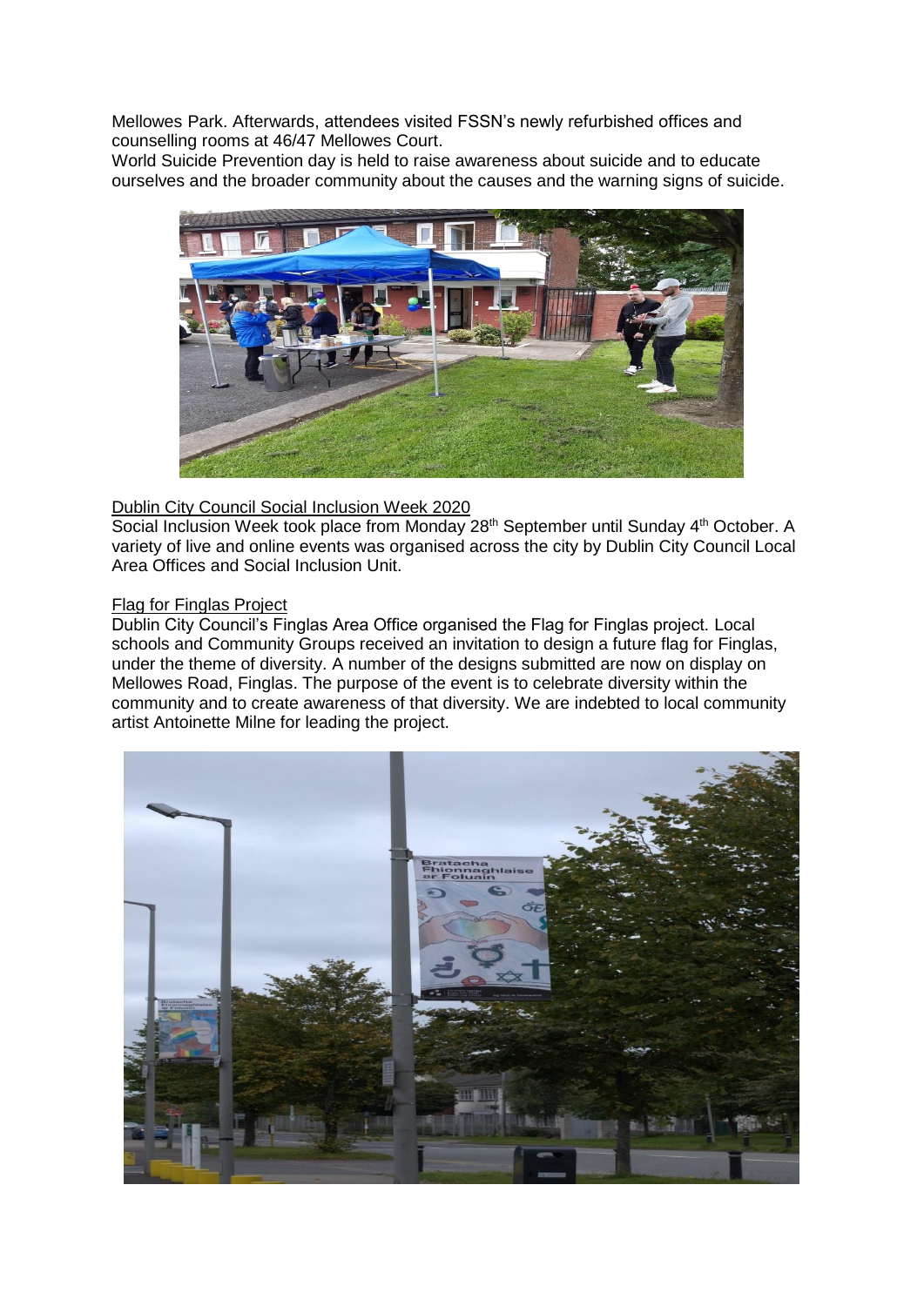Mellowes Park. Afterwards, attendees visited FSSN's newly refurbished offices and counselling rooms at 46/47 Mellowes Court.
World Suicide Prevention day is held to raise awareness about suicide and to educate ourselves and the broader community about the causes and the warning signs of suicide.

Dublin City Council Social Inclusion Week 2020

Social Inclusion Week took place from Monday 28th September until Sunday 4th October. A variety of live and online events was organised across the city by Dublin City Council Local Area Offices and Social Inclusion Unit.

Flag for Finglas Project

Dublin City Council's Finglas Area Office organised the Flag for Finglas project. Local schools and Community Groups received an invitation to design a future flag for Finglas, under the theme of diversity. A number of the designs submitted are now on display on Mellowes Road, Finglas. The purpose of the event is to celebrate diversity within the community and to create awareness of that diversity. We are indebted to local community artist Antoinette Milne for leading the project.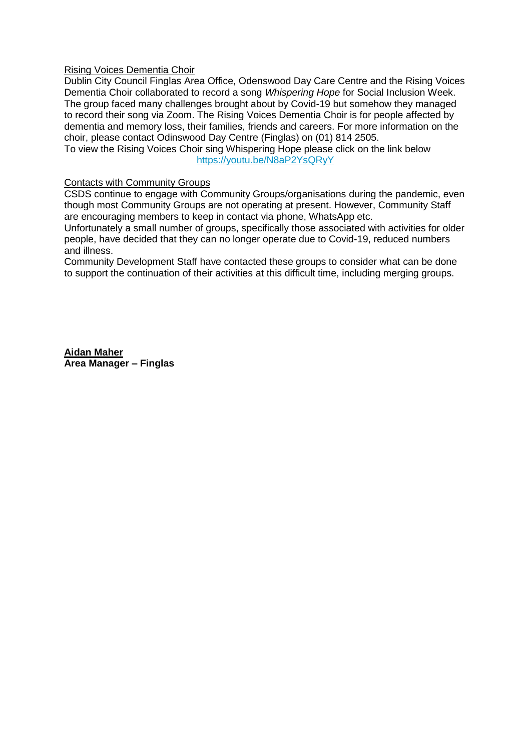Rising Voices Dementia Choir

Dublin City Council Finglas Area Office, Odenswood Day Care Centre and the Rising Voices Dementia Choir collaborated to record a song *Whispering Hope* for Social Inclusion Week. The group faced many challenges brought about by Covid-19 but somehow they managed to record their song via Zoom. The Rising Voices Dementia Choir is for people affected by dementia and memory loss, their families, friends and careers. For more information on the choir, please contact Odinswood Day Centre (Finglas) on (01) 814 2505.
To view the Rising Voices Choir sing Whispering Hope please click on the link below
https://youtu.be/N8aP2YsQRyY

Contacts with Community Groups

CSDS continue to engage with Community Groups/organisations during the pandemic, even though most Community Groups are not operating at present. However, Community Staff are encouraging members to keep in contact via phone, WhatsApp etc.
Unfortunately a small number of groups, specifically those associated with activities for older people, have decided that they can no longer operate due to Covid-19, reduced numbers and illness.
Community Development Staff have contacted these groups to consider what can be done to support the continuation of their activities at this difficult time, including merging groups.

**Aidan Maher**
**Area Manager – Finglas**